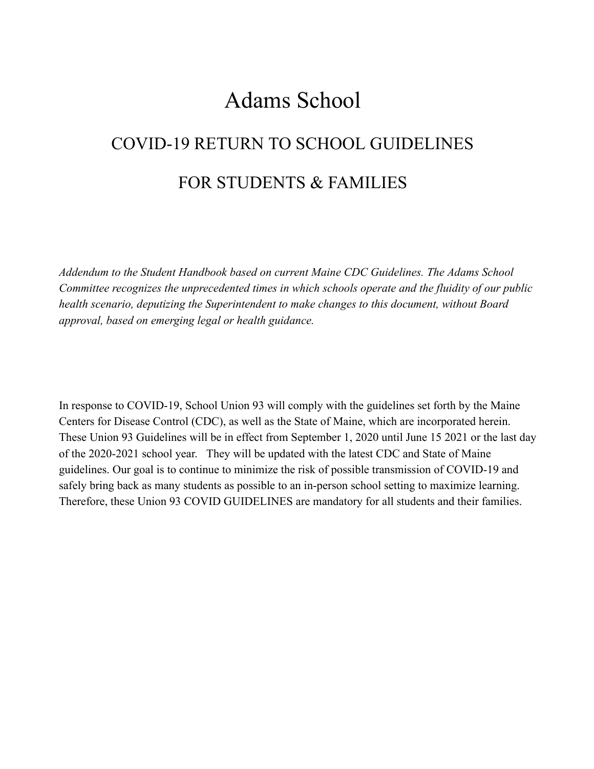# Adams School

## COVID-19 RETURN TO SCHOOL GUIDELINES

## FOR STUDENTS & FAMILIES

*Addendum to the Student Handbook based on current Maine CDC Guidelines. The Adams School Committee recognizes the unprecedented times in which schools operate and the fluidity of our public health scenario, deputizing the Superintendent to make changes to this document, without Board approval, based on emerging legal or health guidance.*

In response to COVID-19, School Union 93 will comply with the guidelines set forth by the Maine Centers for Disease Control (CDC), as well as the State of Maine, which are incorporated herein. These Union 93 Guidelines will be in effect from September 1, 2020 until June 15 2021 or the last day of the 2020-2021 school year. They will be updated with the latest CDC and State of Maine guidelines. Our goal is to continue to minimize the risk of possible transmission of COVID-19 and safely bring back as many students as possible to an in-person school setting to maximize learning. Therefore, these Union 93 COVID GUIDELINES are mandatory for all students and their families.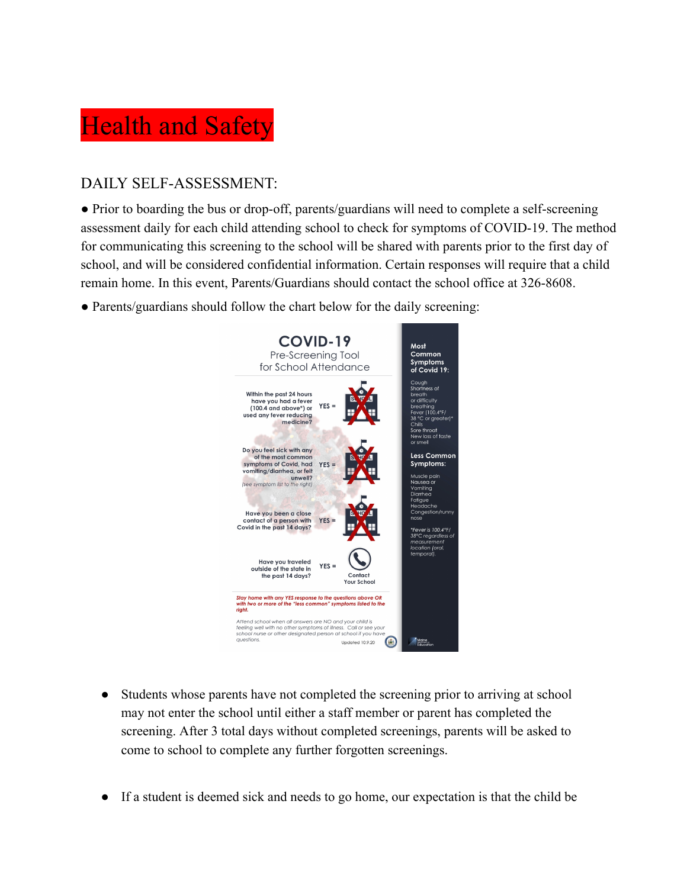# Health and Safety

## DAILY SELF-ASSESSMENT:

● Prior to boarding the bus or drop-off, parents/guardians will need to complete a self-screening assessment daily for each child attending school to check for symptoms of COVID-19. The method for communicating this screening to the school will be shared with parents prior to the first day of school, and will be considered confidential information. Certain responses will require that a child remain home. In this event, Parents/Guardians should contact the school office at 326-8608.

● Parents/guardians should follow the chart below for the daily screening:

**COVID-19**
Pre-Screening Tool
for School Attendance

| Question | Response |
|---|---|
| Within the past 24 hours have you had a fever (100.4 and above*) or used any fever reducing medicine? | YES = (school crossed out) |
| Do you feel sick with any of the most common symptoms of Covid, had vomiting/diarrhea, or felt unwell? *(see symptom list to the right)* | YES = (school crossed out) |
| Have you been a close contact of a person with Covid in the past 14 days? | YES = (school crossed out) |
| Have you traveled outside of the state in the past 14 days? | YES = Contact Your School |

***Stay home with any YES response to the questions above OR with two or more of the "less common" symptoms listed to the right.***

*Attend school when all answers are NO and your child is feeling well with no other symptoms of illness. Call or see your school nurse or other designated person at school if you have questions.*

Updated 10.9.20

**Most Common Symptoms of Covid 19:**

- Cough
- Shortness of breath or difficulty breathing
- Fever (100.4°F/ 38 °C or greater)*
- Chills
- Sore throat
- New loss of taste or smell

**Less Common Symptoms:**

- Muscle pain
- Nausea or Vomiting
- Diarrhea
- Fatigue
- Headache
- Congestion/runny nose

*\*Fever is 100.4°F/ 38°C regardless of measurement location (oral, temporal).*

Maine Education

- Students whose parents have not completed the screening prior to arriving at school may not enter the school until either a staff member or parent has completed the screening. After 3 total days without completed screenings, parents will be asked to come to school to complete any further forgotten screenings.

- If a student is deemed sick and needs to go home, our expectation is that the child be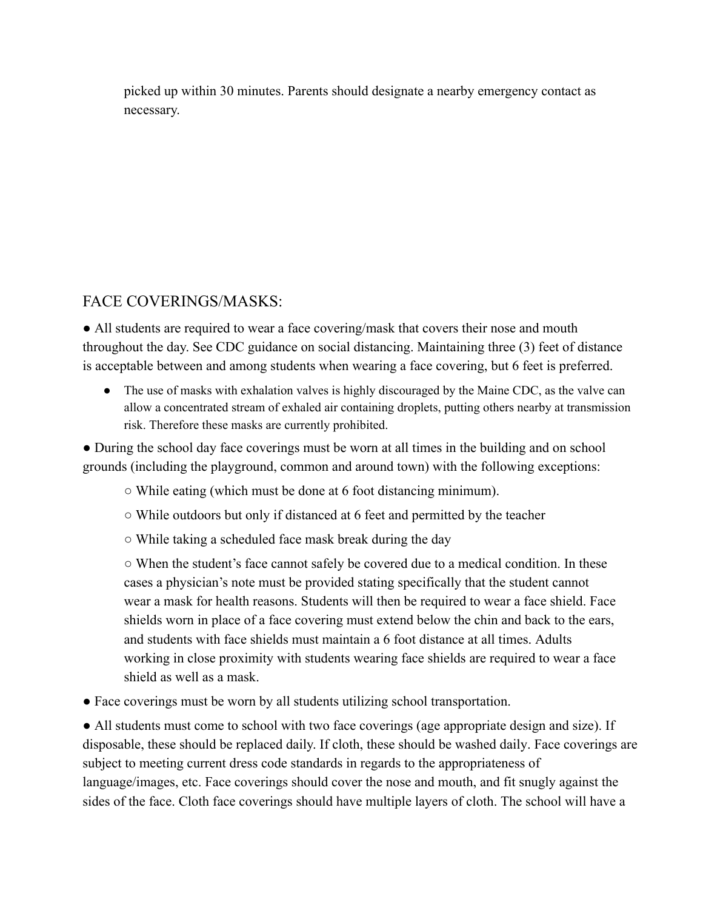picked up within 30 minutes. Parents should designate a nearby emergency contact as necessary.

## FACE COVERINGS/MASKS:

- All students are required to wear a face covering/mask that covers their nose and mouth throughout the day. See CDC guidance on social distancing. Maintaining three (3) feet of distance is acceptable between and among students when wearing a face covering, but 6 feet is preferred.
  - The use of masks with exhalation valves is highly discouraged by the Maine CDC, as the valve can allow a concentrated stream of exhaled air containing droplets, putting others nearby at transmission risk. Therefore these masks are currently prohibited.
- During the school day face coverings must be worn at all times in the building and on school grounds (including the playground, common and around town) with the following exceptions:
  - While eating (which must be done at 6 foot distancing minimum).
  - While outdoors but only if distanced at 6 feet and permitted by the teacher
  - While taking a scheduled face mask break during the day
  - When the student's face cannot safely be covered due to a medical condition. In these cases a physician's note must be provided stating specifically that the student cannot wear a mask for health reasons. Students will then be required to wear a face shield. Face shields worn in place of a face covering must extend below the chin and back to the ears, and students with face shields must maintain a 6 foot distance at all times. Adults working in close proximity with students wearing face shields are required to wear a face shield as well as a mask.
- Face coverings must be worn by all students utilizing school transportation.
- All students must come to school with two face coverings (age appropriate design and size). If disposable, these should be replaced daily. If cloth, these should be washed daily. Face coverings are subject to meeting current dress code standards in regards to the appropriateness of language/images, etc. Face coverings should cover the nose and mouth, and fit snugly against the sides of the face. Cloth face coverings should have multiple layers of cloth. The school will have a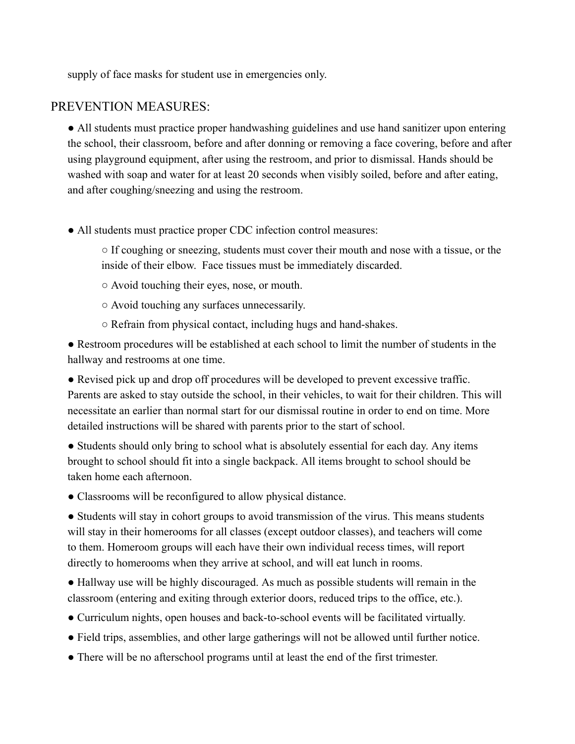supply of face masks for student use in emergencies only.

## PREVENTION MEASURES:

- All students must practice proper handwashing guidelines and use hand sanitizer upon entering the school, their classroom, before and after donning or removing a face covering, before and after using playground equipment, after using the restroom, and prior to dismissal. Hands should be washed with soap and water for at least 20 seconds when visibly soiled, before and after eating, and after coughing/sneezing and using the restroom.

- All students must practice proper CDC infection control measures:
  - If coughing or sneezing, students must cover their mouth and nose with a tissue, or the inside of their elbow. Face tissues must be immediately discarded.
  - Avoid touching their eyes, nose, or mouth.
  - Avoid touching any surfaces unnecessarily.
  - Refrain from physical contact, including hugs and hand-shakes.
- Restroom procedures will be established at each school to limit the number of students in the hallway and restrooms at one time.
- Revised pick up and drop off procedures will be developed to prevent excessive traffic. Parents are asked to stay outside the school, in their vehicles, to wait for their children. This will necessitate an earlier than normal start for our dismissal routine in order to end on time. More detailed instructions will be shared with parents prior to the start of school.
- Students should only bring to school what is absolutely essential for each day. Any items brought to school should fit into a single backpack. All items brought to school should be taken home each afternoon.
- Classrooms will be reconfigured to allow physical distance.
- Students will stay in cohort groups to avoid transmission of the virus. This means students will stay in their homerooms for all classes (except outdoor classes), and teachers will come to them. Homeroom groups will each have their own individual recess times, will report directly to homerooms when they arrive at school, and will eat lunch in rooms.
- Hallway use will be highly discouraged. As much as possible students will remain in the classroom (entering and exiting through exterior doors, reduced trips to the office, etc.).
- Curriculum nights, open houses and back-to-school events will be facilitated virtually.
- Field trips, assemblies, and other large gatherings will not be allowed until further notice.
- There will be no afterschool programs until at least the end of the first trimester.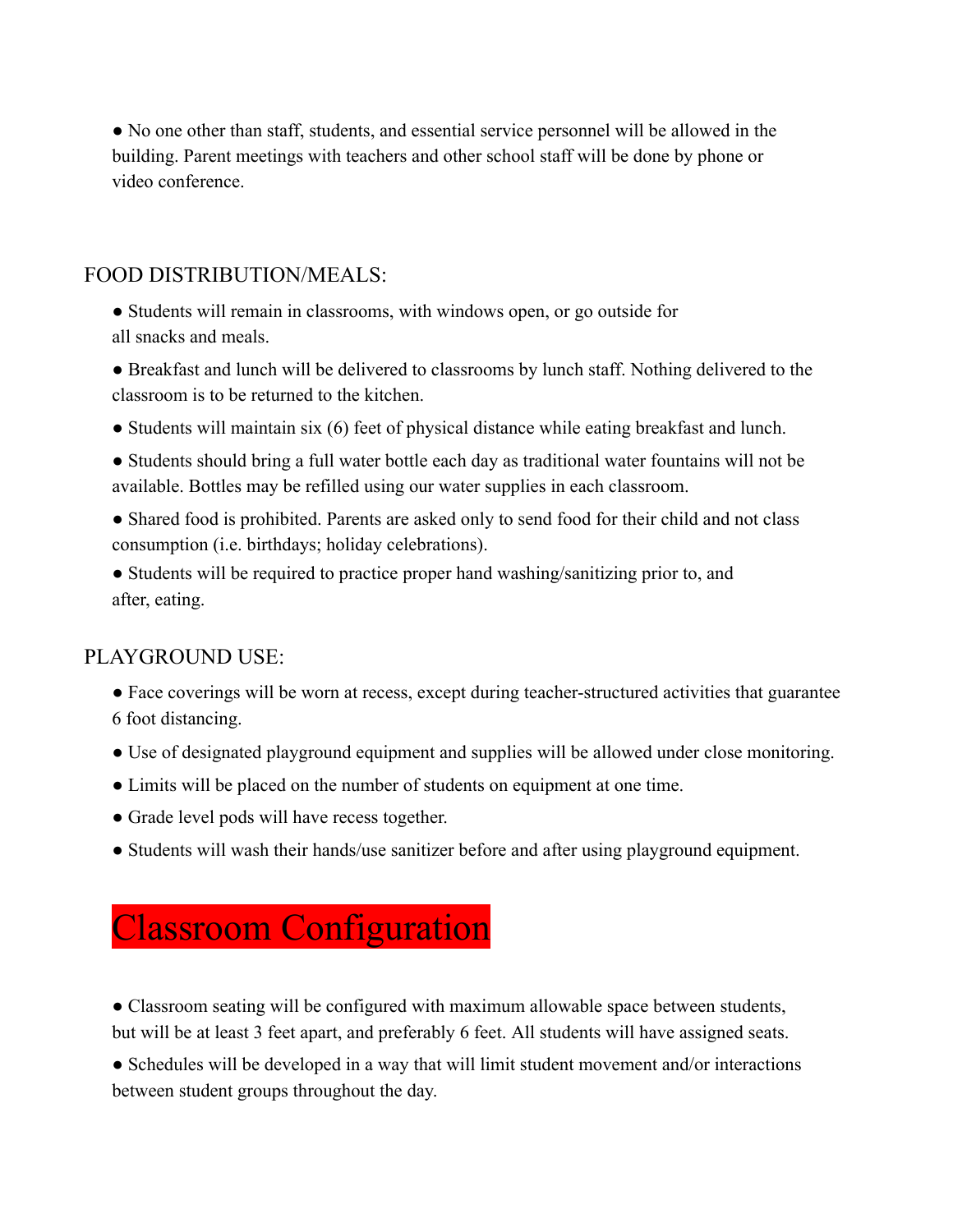- No one other than staff, students, and essential service personnel will be allowed in the building. Parent meetings with teachers and other school staff will be done by phone or video conference.

### FOOD DISTRIBUTION/MEALS:

- Students will remain in classrooms, with windows open, or go outside for all snacks and meals.
- Breakfast and lunch will be delivered to classrooms by lunch staff. Nothing delivered to the classroom is to be returned to the kitchen.
- Students will maintain six (6) feet of physical distance while eating breakfast and lunch.
- Students should bring a full water bottle each day as traditional water fountains will not be available. Bottles may be refilled using our water supplies in each classroom.
- Shared food is prohibited. Parents are asked only to send food for their child and not class consumption (i.e. birthdays; holiday celebrations).
- Students will be required to practice proper hand washing/sanitizing prior to, and after, eating.

### PLAYGROUND USE:

- Face coverings will be worn at recess, except during teacher-structured activities that guarantee 6 foot distancing.
- Use of designated playground equipment and supplies will be allowed under close monitoring.
- Limits will be placed on the number of students on equipment at one time.
- Grade level pods will have recess together.
- Students will wash their hands/use sanitizer before and after using playground equipment.

## Classroom Configuration

- Classroom seating will be configured with maximum allowable space between students, but will be at least 3 feet apart, and preferably 6 feet. All students will have assigned seats.
- Schedules will be developed in a way that will limit student movement and/or interactions between student groups throughout the day.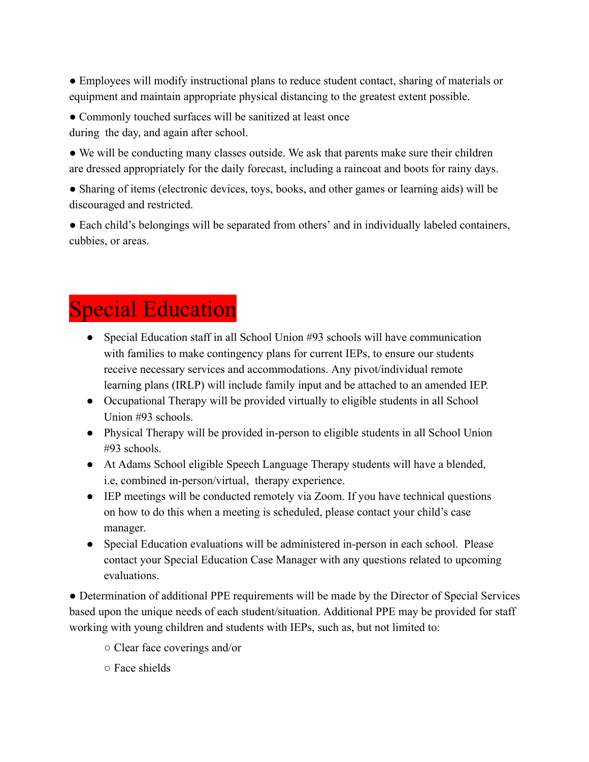- Employees will modify instructional plans to reduce student contact, sharing of materials or equipment and maintain appropriate physical distancing to the greatest extent possible.
- Commonly touched surfaces will be sanitized at least once during the day, and again after school.
- We will be conducting many classes outside. We ask that parents make sure their children are dressed appropriately for the daily forecast, including a raincoat and boots for rainy days.
- Sharing of items (electronic devices, toys, books, and other games or learning aids) will be discouraged and restricted.
- Each child's belongings will be separated from others' and in individually labeled containers, cubbies, or areas.

# Special Education

- Special Education staff in all School Union #93 schools will have communication with families to make contingency plans for current IEPs, to ensure our students receive necessary services and accommodations. Any pivot/individual remote learning plans (IRLP) will include family input and be attached to an amended IEP.
- Occupational Therapy will be provided virtually to eligible students in all School Union #93 schools.
- Physical Therapy will be provided in-person to eligible students in all School Union #93 schools.
- At Adams School eligible Speech Language Therapy students will have a blended, i.e, combined in-person/virtual, therapy experience.
- IEP meetings will be conducted remotely via Zoom. If you have technical questions on how to do this when a meeting is scheduled, please contact your child's case manager.
- Special Education evaluations will be administered in-person in each school. Please contact your Special Education Case Manager with any questions related to upcoming evaluations.

- Determination of additional PPE requirements will be made by the Director of Special Services based upon the unique needs of each student/situation. Additional PPE may be provided for staff working with young children and students with IEPs, such as, but not limited to:
  - Clear face coverings and/or
  - Face shields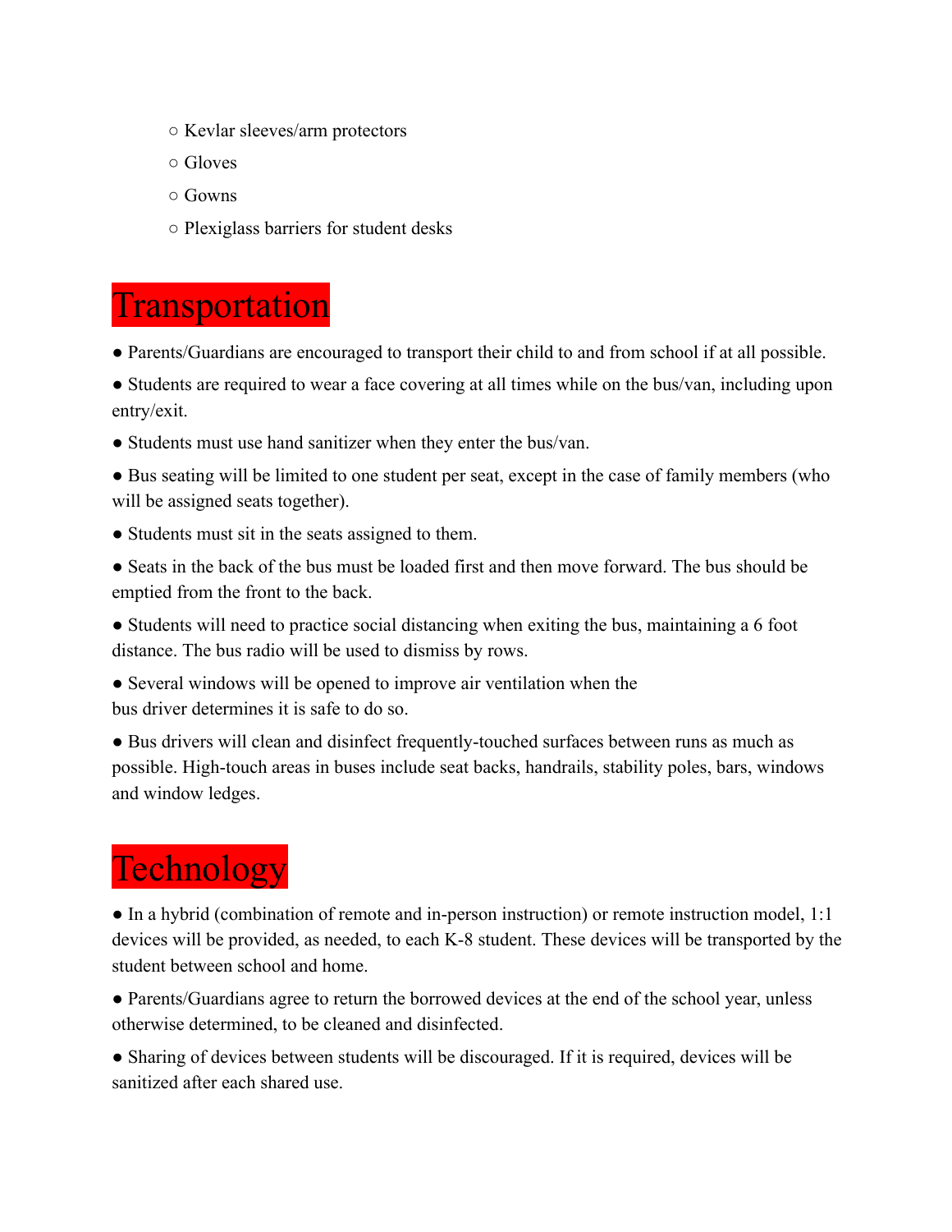- Kevlar sleeves/arm protectors
  - Gloves
  - Gowns
  - Plexiglass barriers for student desks

# Transportation

- Parents/Guardians are encouraged to transport their child to and from school if at all possible.
- Students are required to wear a face covering at all times while on the bus/van, including upon entry/exit.
- Students must use hand sanitizer when they enter the bus/van.
- Bus seating will be limited to one student per seat, except in the case of family members (who will be assigned seats together).
- Students must sit in the seats assigned to them.
- Seats in the back of the bus must be loaded first and then move forward. The bus should be emptied from the front to the back.
- Students will need to practice social distancing when exiting the bus, maintaining a 6 foot distance. The bus radio will be used to dismiss by rows.
- Several windows will be opened to improve air ventilation when the bus driver determines it is safe to do so.
- Bus drivers will clean and disinfect frequently-touched surfaces between runs as much as possible. High-touch areas in buses include seat backs, handrails, stability poles, bars, windows and window ledges.

# Technology

- In a hybrid (combination of remote and in-person instruction) or remote instruction model, 1:1 devices will be provided, as needed, to each K-8 student. These devices will be transported by the student between school and home.
- Parents/Guardians agree to return the borrowed devices at the end of the school year, unless otherwise determined, to be cleaned and disinfected.
- Sharing of devices between students will be discouraged. If it is required, devices will be sanitized after each shared use.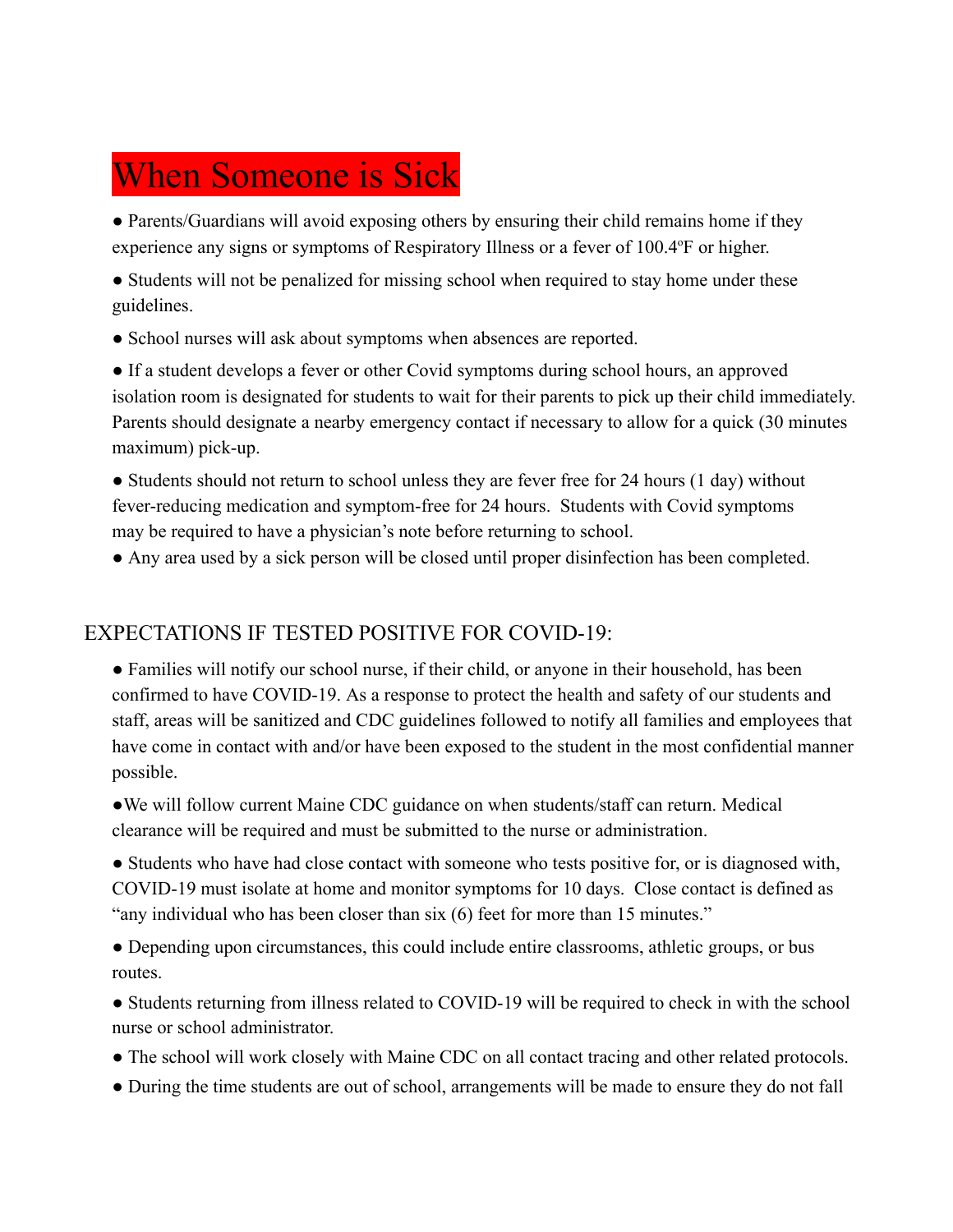# When Someone is Sick

- Parents/Guardians will avoid exposing others by ensuring their child remains home if they experience any signs or symptoms of Respiratory Illness or a fever of 100.4ºF or higher.
- Students will not be penalized for missing school when required to stay home under these guidelines.
- School nurses will ask about symptoms when absences are reported.
- If a student develops a fever or other Covid symptoms during school hours, an approved isolation room is designated for students to wait for their parents to pick up their child immediately. Parents should designate a nearby emergency contact if necessary to allow for a quick (30 minutes maximum) pick-up.
- Students should not return to school unless they are fever free for 24 hours (1 day) without fever-reducing medication and symptom-free for 24 hours. Students with Covid symptoms may be required to have a physician's note before returning to school.
- Any area used by a sick person will be closed until proper disinfection has been completed.

## EXPECTATIONS IF TESTED POSITIVE FOR COVID-19:

- Families will notify our school nurse, if their child, or anyone in their household, has been confirmed to have COVID-19. As a response to protect the health and safety of our students and staff, areas will be sanitized and CDC guidelines followed to notify all families and employees that have come in contact with and/or have been exposed to the student in the most confidential manner possible.
- We will follow current Maine CDC guidance on when students/staff can return. Medical clearance will be required and must be submitted to the nurse or administration.
- Students who have had close contact with someone who tests positive for, or is diagnosed with, COVID-19 must isolate at home and monitor symptoms for 10 days. Close contact is defined as "any individual who has been closer than six (6) feet for more than 15 minutes."
- Depending upon circumstances, this could include entire classrooms, athletic groups, or bus routes.
- Students returning from illness related to COVID-19 will be required to check in with the school nurse or school administrator.
- The school will work closely with Maine CDC on all contact tracing and other related protocols.
- During the time students are out of school, arrangements will be made to ensure they do not fall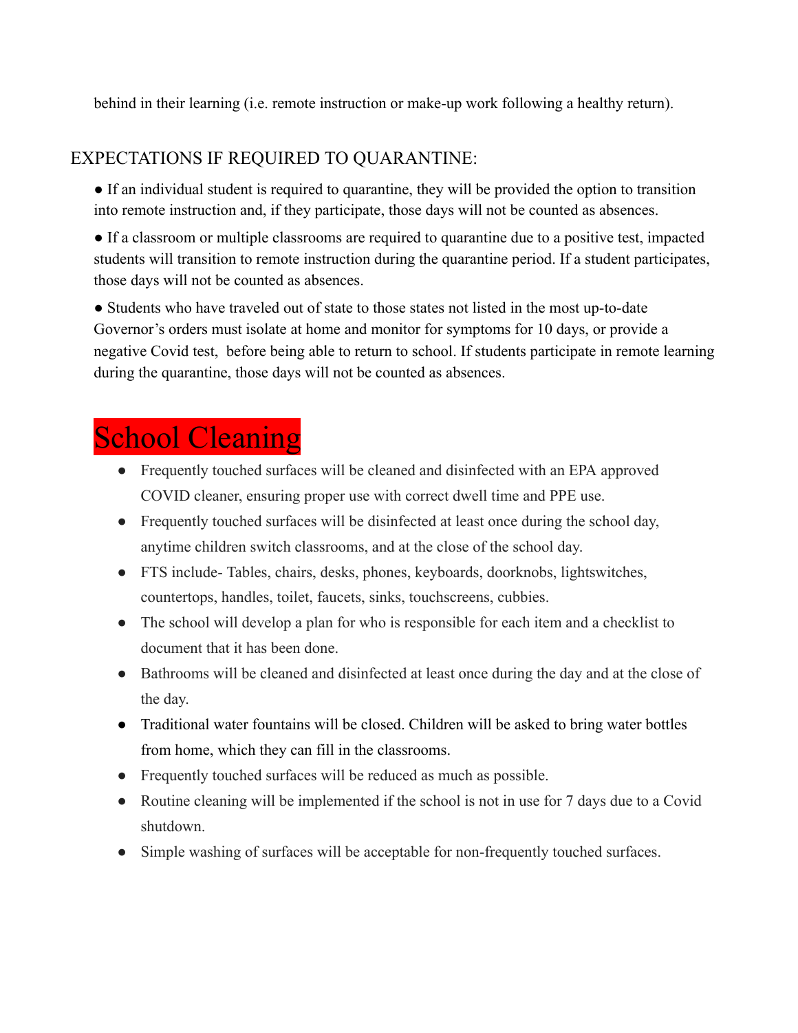behind in their learning (i.e. remote instruction or make-up work following a healthy return).

## EXPECTATIONS IF REQUIRED TO QUARANTINE:

- If an individual student is required to quarantine, they will be provided the option to transition into remote instruction and, if they participate, those days will not be counted as absences.
- If a classroom or multiple classrooms are required to quarantine due to a positive test, impacted students will transition to remote instruction during the quarantine period. If a student participates, those days will not be counted as absences.
- Students who have traveled out of state to those states not listed in the most up-to-date Governor's orders must isolate at home and monitor for symptoms for 10 days, or provide a negative Covid test, before being able to return to school. If students participate in remote learning during the quarantine, those days will not be counted as absences.

# School Cleaning

- Frequently touched surfaces will be cleaned and disinfected with an EPA approved COVID cleaner, ensuring proper use with correct dwell time and PPE use.
- Frequently touched surfaces will be disinfected at least once during the school day, anytime children switch classrooms, and at the close of the school day.
- FTS include- Tables, chairs, desks, phones, keyboards, doorknobs, lightswitches, countertops, handles, toilet, faucets, sinks, touchscreens, cubbies.
- The school will develop a plan for who is responsible for each item and a checklist to document that it has been done.
- Bathrooms will be cleaned and disinfected at least once during the day and at the close of the day.
- Traditional water fountains will be closed. Children will be asked to bring water bottles from home, which they can fill in the classrooms.
- Frequently touched surfaces will be reduced as much as possible.
- Routine cleaning will be implemented if the school is not in use for 7 days due to a Covid shutdown.
- Simple washing of surfaces will be acceptable for non-frequently touched surfaces.